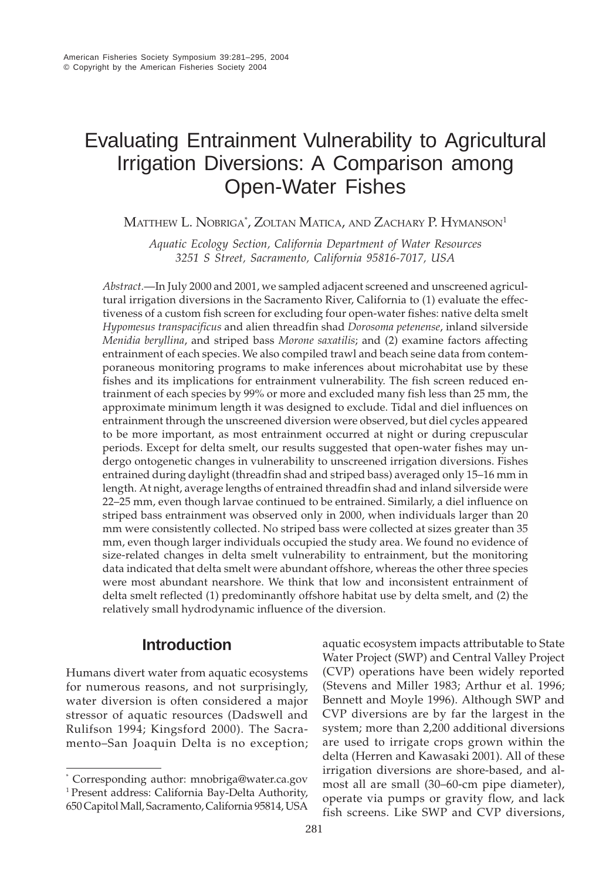# Evaluating Entrainment Vulnerability to Agricultural Irrigation Diversions: A Comparison among Open-Water Fishes

MATTHEW L. NOBRIGA*, ZOLTAN MATICA, AND ZACHARY P. HYMANSON[1]

*Aquatic Ecology Section, California Department of Water Resources*
*3251 S Street, Sacramento, California 95816-7017, USA*

*Abstract.*—In July 2000 and 2001, we sampled adjacent screened and unscreened agricultural irrigation diversions in the Sacramento River, California to (1) evaluate the effectiveness of a custom fish screen for excluding four open-water fishes: native delta smelt *Hypomesus transpacificus* and alien threadfin shad *Dorosoma petenense*, inland silverside *Menidia beryllina*, and striped bass *Morone saxatilis*; and (2) examine factors affecting entrainment of each species. We also compiled trawl and beach seine data from contemporaneous monitoring programs to make inferences about microhabitat use by these fishes and its implications for entrainment vulnerability. The fish screen reduced entrainment of each species by 99% or more and excluded many fish less than 25 mm, the approximate minimum length it was designed to exclude. Tidal and diel influences on entrainment through the unscreened diversion were observed, but diel cycles appeared to be more important, as most entrainment occurred at night or during crepuscular periods. Except for delta smelt, our results suggested that open-water fishes may undergo ontogenetic changes in vulnerability to unscreened irrigation diversions. Fishes entrained during daylight (threadfin shad and striped bass) averaged only 15–16 mm in length. At night, average lengths of entrained threadfin shad and inland silverside were 22–25 mm, even though larvae continued to be entrained. Similarly, a diel influence on striped bass entrainment was observed only in 2000, when individuals larger than 20 mm were consistently collected. No striped bass were collected at sizes greater than 35 mm, even though larger individuals occupied the study area. We found no evidence of size-related changes in delta smelt vulnerability to entrainment, but the monitoring data indicated that delta smelt were abundant offshore, whereas the other three species were most abundant nearshore. We think that low and inconsistent entrainment of delta smelt reflected (1) predominantly offshore habitat use by delta smelt, and (2) the relatively small hydrodynamic influence of the diversion.

## Introduction

Humans divert water from aquatic ecosystems for numerous reasons, and not surprisingly, water diversion is often considered a major stressor of aquatic resources (Dadswell and Rulifson 1994; Kingsford 2000). The Sacramento–San Joaquin Delta is no exception; aquatic ecosystem impacts attributable to State Water Project (SWP) and Central Valley Project (CVP) operations have been widely reported (Stevens and Miller 1983; Arthur et al. 1996; Bennett and Moyle 1996). Although SWP and CVP diversions are by far the largest in the system; more than 2,200 additional diversions are used to irrigate crops grown within the delta (Herren and Kawasaki 2001). All of these irrigation diversions are shore-based, and almost all are small (30–60-cm pipe diameter), operate via pumps or gravity flow, and lack fish screens. Like SWP and CVP diversions,

* Corresponding author: mnobriga@water.ca.gov
[1] Present address: California Bay-Delta Authority, 650 Capitol Mall, Sacramento, California 95814, USA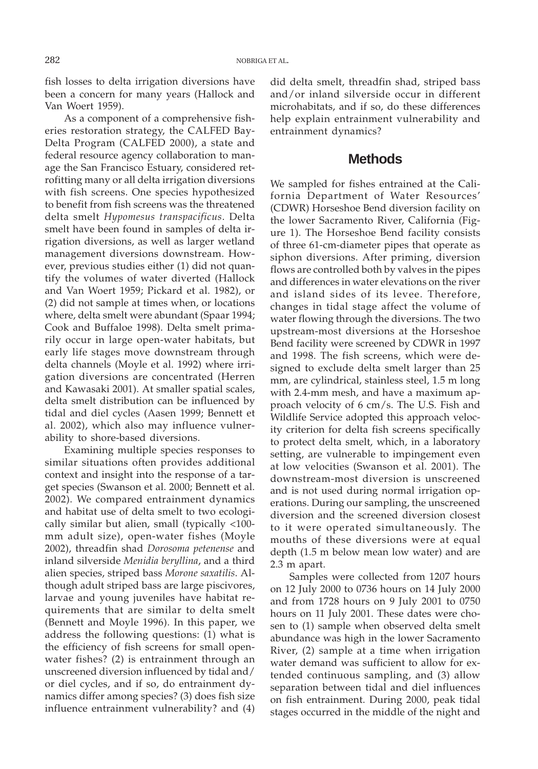fish losses to delta irrigation diversions have been a concern for many years (Hallock and Van Woert 1959).

As a component of a comprehensive fisheries restoration strategy, the CALFED Bay-Delta Program (CALFED 2000), a state and federal resource agency collaboration to manage the San Francisco Estuary, considered retrofitting many or all delta irrigation diversions with fish screens. One species hypothesized to benefit from fish screens was the threatened delta smelt *Hypomesus transpacificus*. Delta smelt have been found in samples of delta irrigation diversions, as well as larger wetland management diversions downstream. However, previous studies either (1) did not quantify the volumes of water diverted (Hallock and Van Woert 1959; Pickard et al. 1982), or (2) did not sample at times when, or locations where, delta smelt were abundant (Spaar 1994; Cook and Buffaloe 1998). Delta smelt primarily occur in large open-water habitats, but early life stages move downstream through delta channels (Moyle et al. 1992) where irrigation diversions are concentrated (Herren and Kawasaki 2001). At smaller spatial scales, delta smelt distribution can be influenced by tidal and diel cycles (Aasen 1999; Bennett et al. 2002), which also may influence vulnerability to shore-based diversions.

Examining multiple species responses to similar situations often provides additional context and insight into the response of a target species (Swanson et al. 2000; Bennett et al. 2002). We compared entrainment dynamics and habitat use of delta smelt to two ecologically similar but alien, small (typically <100-mm adult size), open-water fishes (Moyle 2002), threadfin shad *Dorosoma petenense* and inland silverside *Menidia beryllina*, and a third alien species, striped bass *Morone saxatilis*. Although adult striped bass are large piscivores, larvae and young juveniles have habitat requirements that are similar to delta smelt (Bennett and Moyle 1996). In this paper, we address the following questions: (1) what is the efficiency of fish screens for small open-water fishes? (2) is entrainment through an unscreened diversion influenced by tidal and/or diel cycles, and if so, do entrainment dynamics differ among species? (3) does fish size influence entrainment vulnerability? and (4) did delta smelt, threadfin shad, striped bass and/or inland silverside occur in different microhabitats, and if so, do these differences help explain entrainment vulnerability and entrainment dynamics?

## Methods

We sampled for fishes entrained at the California Department of Water Resources' (CDWR) Horseshoe Bend diversion facility on the lower Sacramento River, California (Figure 1). The Horseshoe Bend facility consists of three 61-cm-diameter pipes that operate as siphon diversions. After priming, diversion flows are controlled both by valves in the pipes and differences in water elevations on the river and island sides of its levee. Therefore, changes in tidal stage affect the volume of water flowing through the diversions. The two upstream-most diversions at the Horseshoe Bend facility were screened by CDWR in 1997 and 1998. The fish screens, which were designed to exclude delta smelt larger than 25 mm, are cylindrical, stainless steel, 1.5 m long with 2.4-mm mesh, and have a maximum approach velocity of 6 cm/s. The U.S. Fish and Wildlife Service adopted this approach velocity criterion for delta fish screens specifically to protect delta smelt, which, in a laboratory setting, are vulnerable to impingement even at low velocities (Swanson et al. 2001). The downstream-most diversion is unscreened and is not used during normal irrigation operations. During our sampling, the unscreened diversion and the screened diversion closest to it were operated simultaneously. The mouths of these diversions were at equal depth (1.5 m below mean low water) and are 2.3 m apart.

Samples were collected from 1207 hours on 12 July 2000 to 0736 hours on 14 July 2000 and from 1728 hours on 9 July 2001 to 0750 hours on 11 July 2001. These dates were chosen to (1) sample when observed delta smelt abundance was high in the lower Sacramento River, (2) sample at a time when irrigation water demand was sufficient to allow for extended continuous sampling, and (3) allow separation between tidal and diel influences on fish entrainment. During 2000, peak tidal stages occurred in the middle of the night and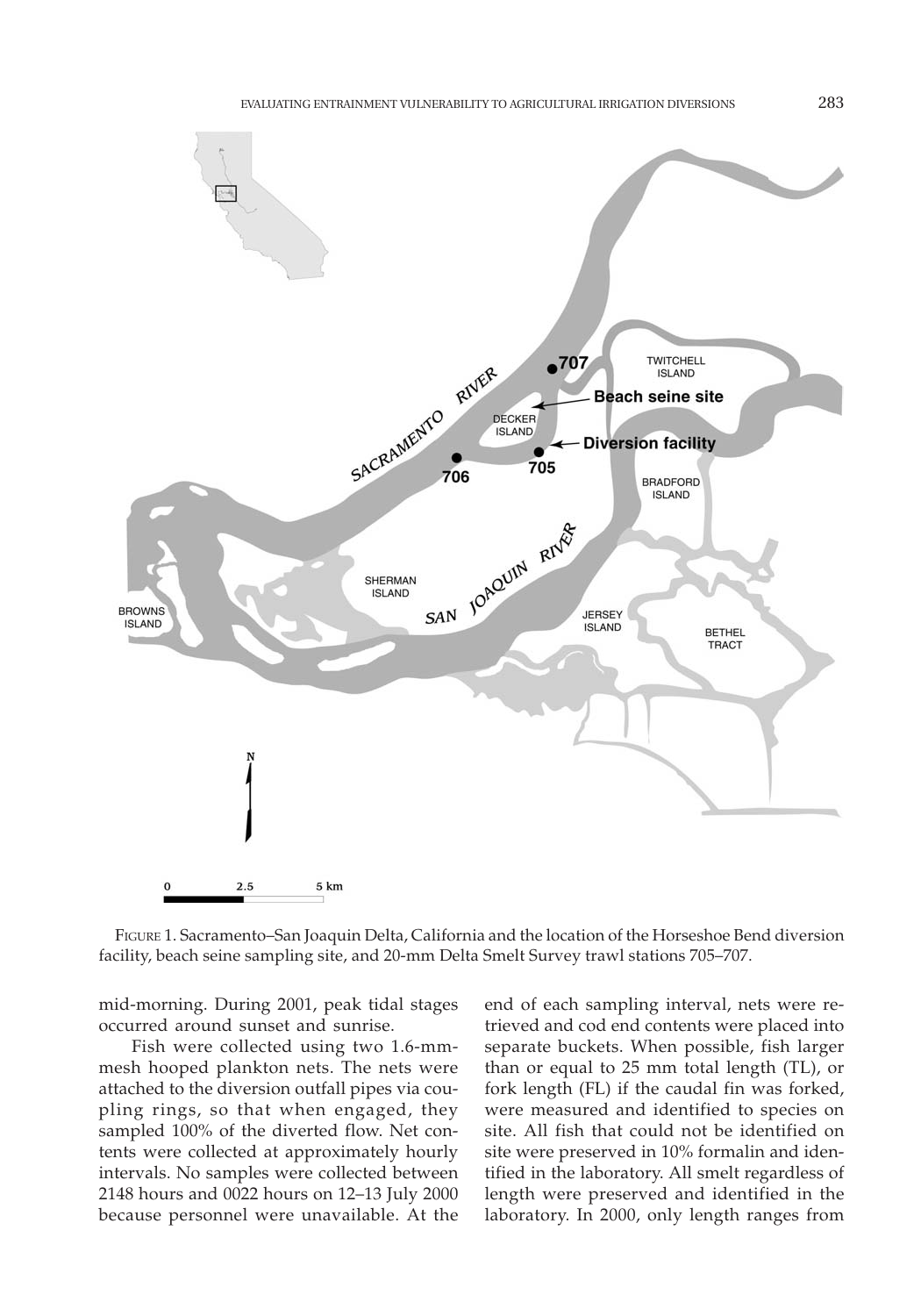SACRAMENTO RIVER

SAN JOAQUIN RIVER

707

706

705

Beach seine site

Diversion facility

TWITCHELL ISLAND

DECKER ISLAND

BRADFORD ISLAND

SHERMAN ISLAND

BROWNS ISLAND

JERSEY ISLAND

BETHEL TRACT

N

0 2.5 5 km

FIGURE 1. Sacramento–San Joaquin Delta, California and the location of the Horseshoe Bend diversion facility, beach seine sampling site, and 20-mm Delta Smelt Survey trawl stations 705–707.

mid-morning. During 2001, peak tidal stages occurred around sunset and sunrise.

Fish were collected using two 1.6-mm-mesh hooped plankton nets. The nets were attached to the diversion outfall pipes via coupling rings, so that when engaged, they sampled 100% of the diverted flow. Net contents were collected at approximately hourly intervals. No samples were collected between 2148 hours and 0022 hours on 12–13 July 2000 because personnel were unavailable. At the end of each sampling interval, nets were retrieved and cod end contents were placed into separate buckets. When possible, fish larger than or equal to 25 mm total length (TL), or fork length (FL) if the caudal fin was forked, were measured and identified to species on site. All fish that could not be identified on site were preserved in 10% formalin and identified in the laboratory. All smelt regardless of length were preserved and identified in the laboratory. In 2000, only length ranges from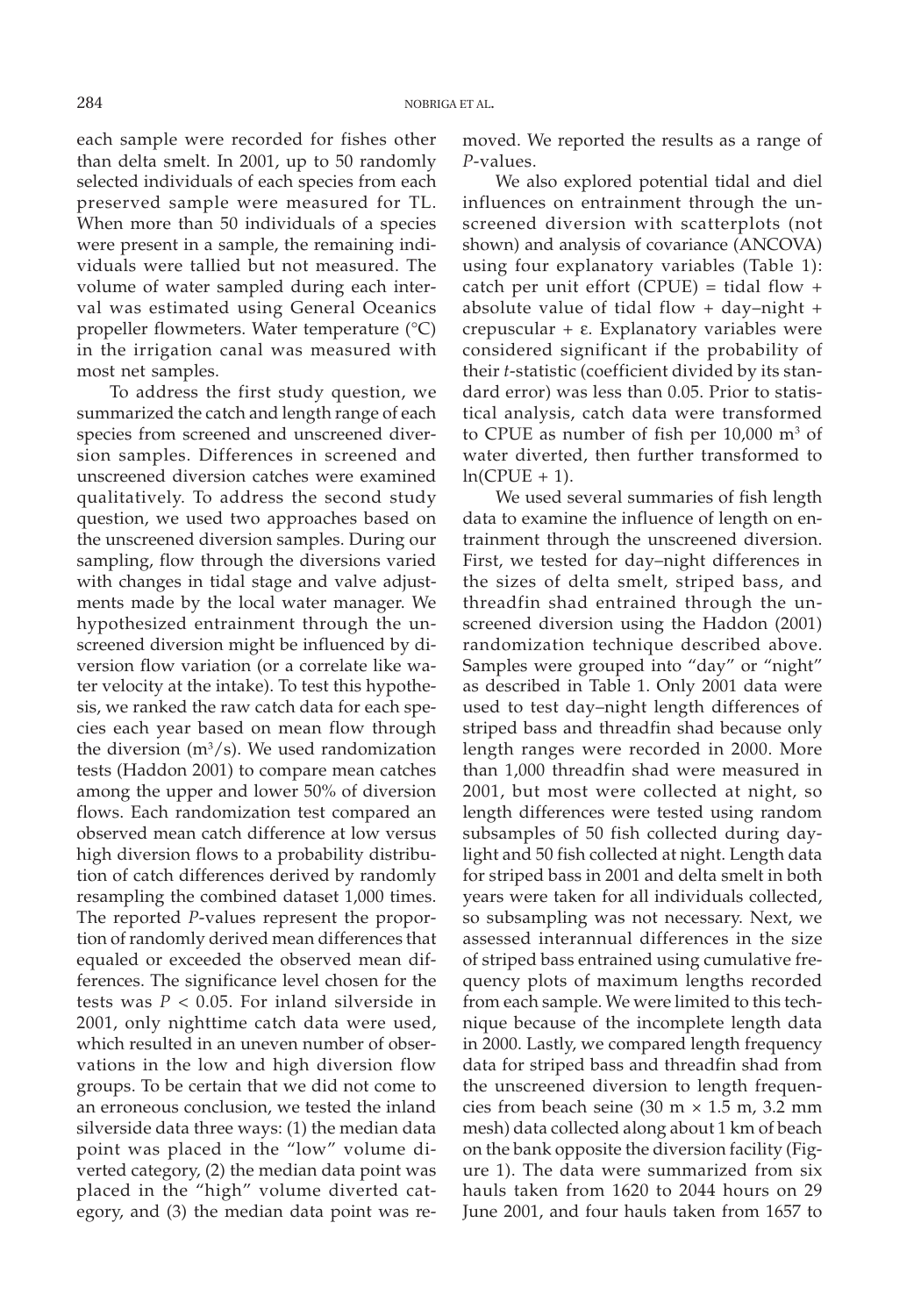each sample were recorded for fishes other than delta smelt. In 2001, up to 50 randomly selected individuals of each species from each preserved sample were measured for TL. When more than 50 individuals of a species were present in a sample, the remaining individuals were tallied but not measured. The volume of water sampled during each interval was estimated using General Oceanics propeller flowmeters. Water temperature (°C) in the irrigation canal was measured with most net samples.

To address the first study question, we summarized the catch and length range of each species from screened and unscreened diversion samples. Differences in screened and unscreened diversion catches were examined qualitatively. To address the second study question, we used two approaches based on the unscreened diversion samples. During our sampling, flow through the diversions varied with changes in tidal stage and valve adjustments made by the local water manager. We hypothesized entrainment through the unscreened diversion might be influenced by diversion flow variation (or a correlate like water velocity at the intake). To test this hypothesis, we ranked the raw catch data for each species each year based on mean flow through the diversion ($m^3/s$). We used randomization tests (Haddon 2001) to compare mean catches among the upper and lower 50% of diversion flows. Each randomization test compared an observed mean catch difference at low versus high diversion flows to a probability distribution of catch differences derived by randomly resampling the combined dataset 1,000 times. The reported *P*-values represent the proportion of randomly derived mean differences that equaled or exceeded the observed mean differences. The significance level chosen for the tests was $P < 0.05$. For inland silverside in 2001, only nighttime catch data were used, which resulted in an uneven number of observations in the low and high diversion flow groups. To be certain that we did not come to an erroneous conclusion, we tested the inland silverside data three ways: (1) the median data point was placed in the "low" volume diverted category, (2) the median data point was placed in the "high" volume diverted category, and (3) the median data point was removed. We reported the results as a range of *P*-values.

We also explored potential tidal and diel influences on entrainment through the unscreened diversion with scatterplots (not shown) and analysis of covariance (ANCOVA) using four explanatory variables (Table 1): catch per unit effort (CPUE) = tidal flow + absolute value of tidal flow + day–night + crepuscular + $\varepsilon$. Explanatory variables were considered significant if the probability of their *t*-statistic (coefficient divided by its standard error) was less than 0.05. Prior to statistical analysis, catch data were transformed to CPUE as number of fish per 10,000 $m^3$ of water diverted, then further transformed to $\ln(\text{CPUE} + 1)$.

We used several summaries of fish length data to examine the influence of length on entrainment through the unscreened diversion. First, we tested for day–night differences in the sizes of delta smelt, striped bass, and threadfin shad entrained through the unscreened diversion using the Haddon (2001) randomization technique described above. Samples were grouped into "day" or "night" as described in Table 1. Only 2001 data were used to test day–night length differences of striped bass and threadfin shad because only length ranges were recorded in 2000. More than 1,000 threadfin shad were measured in 2001, but most were collected at night, so length differences were tested using random subsamples of 50 fish collected during daylight and 50 fish collected at night. Length data for striped bass in 2001 and delta smelt in both years were taken for all individuals collected, so subsampling was not necessary. Next, we assessed interannual differences in the size of striped bass entrained using cumulative frequency plots of maximum lengths recorded from each sample. We were limited to this technique because of the incomplete length data in 2000. Lastly, we compared length frequency data for striped bass and threadfin shad from the unscreened diversion to length frequencies from beach seine (30 m × 1.5 m, 3.2 mm mesh) data collected along about 1 km of beach on the bank opposite the diversion facility (Figure 1). The data were summarized from six hauls taken from 1620 to 2044 hours on 29 June 2001, and four hauls taken from 1657 to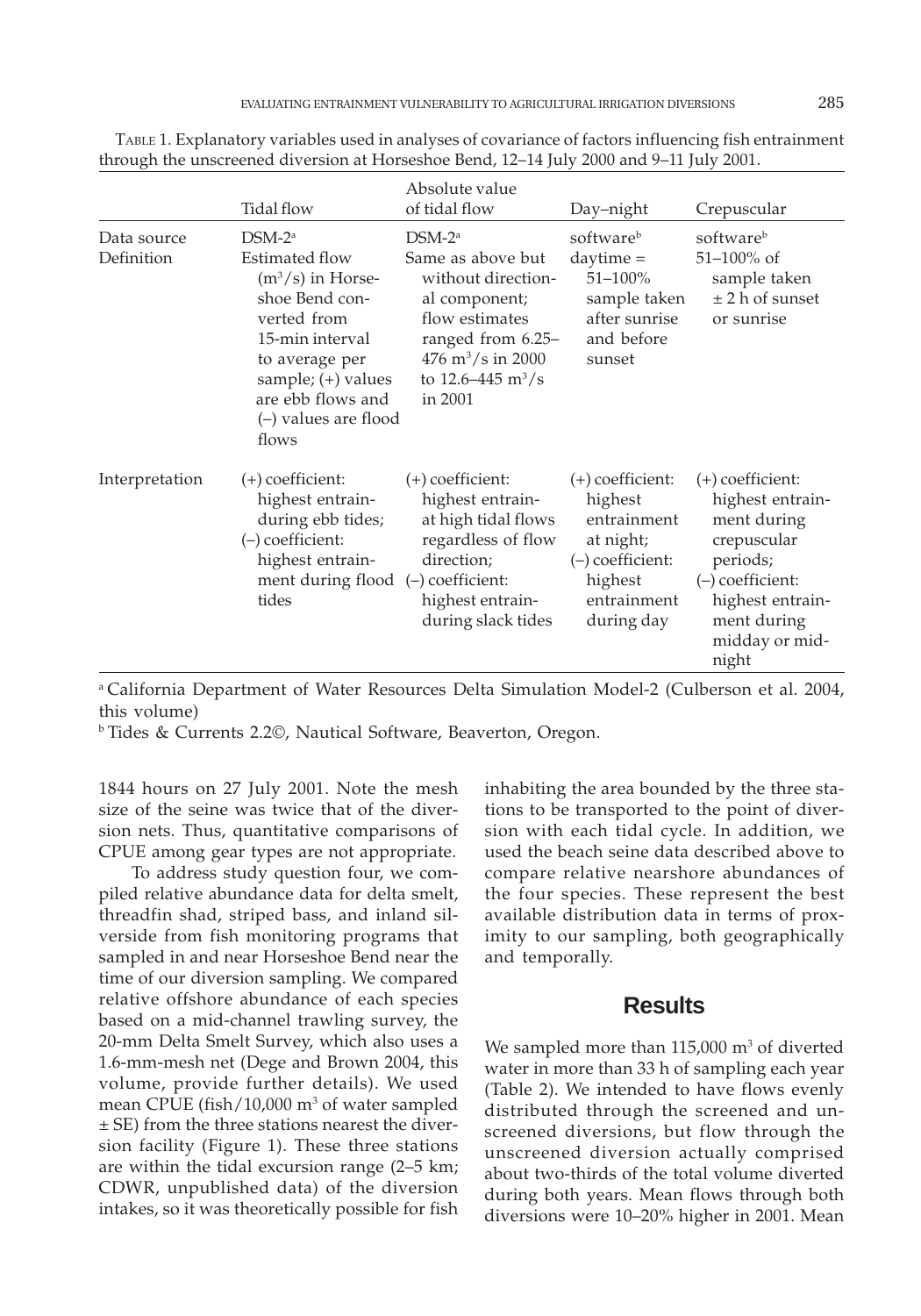TABLE 1. Explanatory variables used in analyses of covariance of factors influencing fish entrainment through the unscreened diversion at Horseshoe Bend, 12–14 July 2000 and 9–11 July 2001.

| | Tidal flow | Absolute value of tidal flow | Day–night | Crepuscular |
|---|---|---|---|---|
| Data source | DSM-2[a] | DSM-2[a] | software[b] | software[b] |
| Definition | Estimated flow ($m^3/s$) in Horseshoe Bend converted from 15-min interval to average per sample; (+) values are ebb flows and (–) values are flood flows | Same as above but without directional component; flow estimates ranged from 6.25–476 $m^3/s$ in 2000 to 12.6–445 $m^3/s$ in 2001 | daytime = 51–100% sample taken after sunrise and before sunset | 51–100% of sample taken ± 2 h of sunset or sunrise |
| Interpretation | (+) coefficient: highest entrain- during ebb tides; (–) coefficient: highest entrainment during flood tides | (+) coefficient: highest entrain- at high tidal flows regardless of flow direction; (–) coefficient: highest entrain- during slack tides | (+) coefficient: highest entrainment at night; (–) coefficient: highest entrainment during day | (+) coefficient: highest entrainment during crepuscular periods; (–) coefficient: highest entrainment during midday or midnight |

[a] California Department of Water Resources Delta Simulation Model-2 (Culberson et al. 2004, this volume)

[b] Tides & Currents 2.2©, Nautical Software, Beaverton, Oregon.

1844 hours on 27 July 2001. Note the mesh size of the seine was twice that of the diversion nets. Thus, quantitative comparisons of CPUE among gear types are not appropriate.

To address study question four, we compiled relative abundance data for delta smelt, threadfin shad, striped bass, and inland silverside from fish monitoring programs that sampled in and near Horseshoe Bend near the time of our diversion sampling. We compared relative offshore abundance of each species based on a mid-channel trawling survey, the 20-mm Delta Smelt Survey, which also uses a 1.6-mm-mesh net (Dege and Brown 2004, this volume, provide further details). We used mean CPUE (fish/10,000 $m^3$ of water sampled ± SE) from the three stations nearest the diversion facility (Figure 1). These three stations are within the tidal excursion range (2–5 km; CDWR, unpublished data) of the diversion intakes, so it was theoretically possible for fish inhabiting the area bounded by the three stations to be transported to the point of diversion with each tidal cycle. In addition, we used the beach seine data described above to compare relative nearshore abundances of the four species. These represent the best available distribution data in terms of proximity to our sampling, both geographically and temporally.

## Results

We sampled more than 115,000 $m^3$ of diverted water in more than 33 h of sampling each year (Table 2). We intended to have flows evenly distributed through the screened and unscreened diversions, but flow through the unscreened diversion actually comprised about two-thirds of the total volume diverted during both years. Mean flows through both diversions were 10–20% higher in 2001. Mean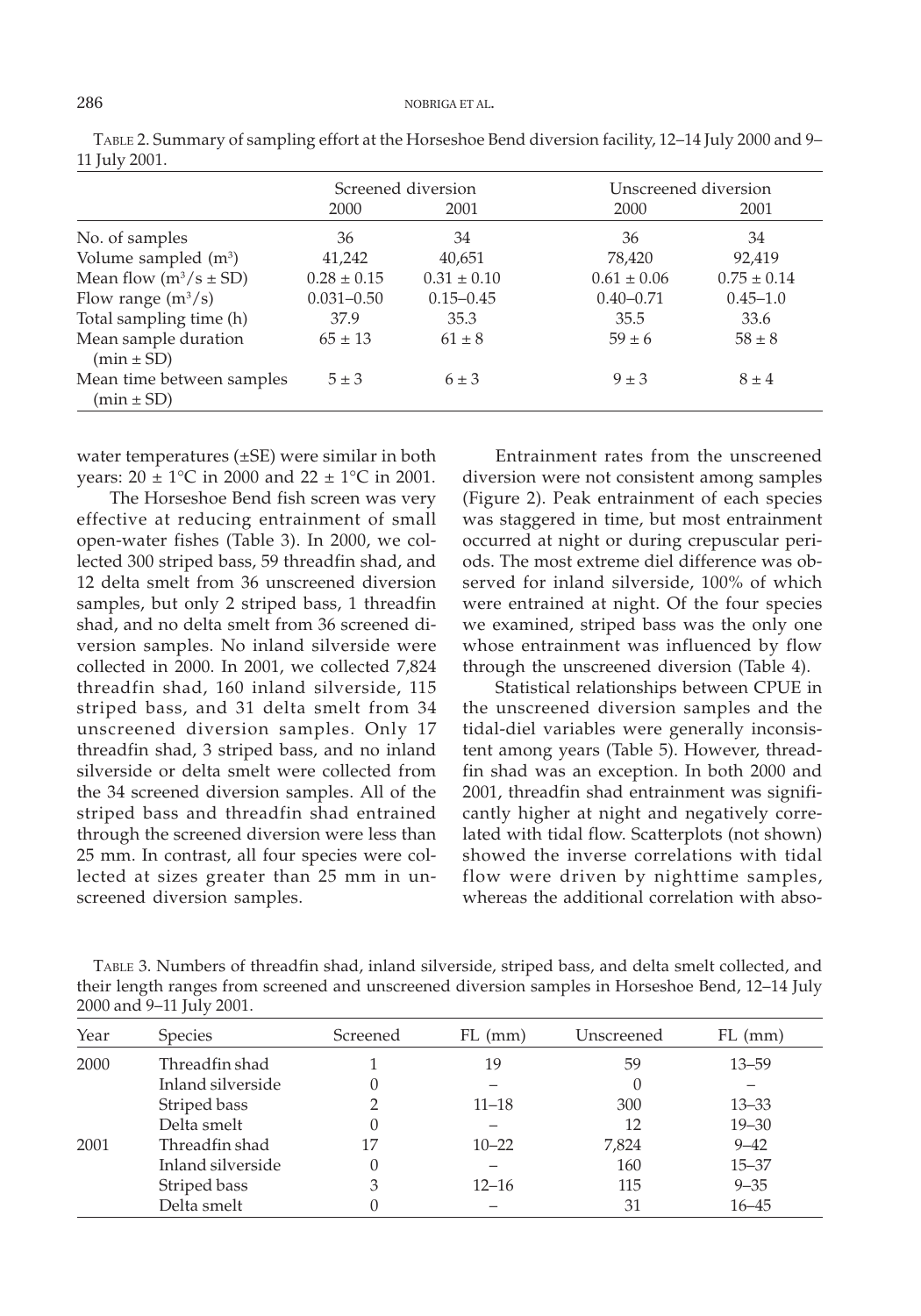TABLE 2. Summary of sampling effort at the Horseshoe Bend diversion facility, 12–14 July 2000 and 9–11 July 2001.

| | Screened diversion | | Unscreened diversion | |
|---|---|---|---|---|
| | 2000 | 2001 | 2000 | 2001 |
| No. of samples | 36 | 34 | 36 | 34 |
| Volume sampled ($m^3$) | 41,242 | 40,651 | 78,420 | 92,419 |
| Mean flow ($m^3/s \pm$ SD) | $0.28 \pm 0.15$ | $0.31 \pm 0.10$ | $0.61 \pm 0.06$ | $0.75 \pm 0.14$ |
| Flow range ($m^3/s$) | 0.031–0.50 | 0.15–0.45 | 0.40–0.71 | 0.45–1.0 |
| Total sampling time (h) | 37.9 | 35.3 | 35.5 | 33.6 |
| Mean sample duration (min ± SD) | $65 \pm 13$ | $61 \pm 8$ | $59 \pm 6$ | $58 \pm 8$ |
| Mean time between samples (min ± SD) | $5 \pm 3$ | $6 \pm 3$ | $9 \pm 3$ | $8 \pm 4$ |

water temperatures (±SE) were similar in both years: 20 ± 1°C in 2000 and 22 ± 1°C in 2001.

The Horseshoe Bend fish screen was very effective at reducing entrainment of small open-water fishes (Table 3). In 2000, we collected 300 striped bass, 59 threadfin shad, and 12 delta smelt from 36 unscreened diversion samples, but only 2 striped bass, 1 threadfin shad, and no delta smelt from 36 screened diversion samples. No inland silverside were collected in 2000. In 2001, we collected 7,824 threadfin shad, 160 inland silverside, 115 striped bass, and 31 delta smelt from 34 unscreened diversion samples. Only 17 threadfin shad, 3 striped bass, and no inland silverside or delta smelt were collected from the 34 screened diversion samples. All of the striped bass and threadfin shad entrained through the screened diversion were less than 25 mm. In contrast, all four species were collected at sizes greater than 25 mm in unscreened diversion samples.

Entrainment rates from the unscreened diversion were not consistent among samples (Figure 2). Peak entrainment of each species was staggered in time, but most entrainment occurred at night or during crepuscular periods. The most extreme diel difference was observed for inland silverside, 100% of which were entrained at night. Of the four species we examined, striped bass was the only one whose entrainment was influenced by flow through the unscreened diversion (Table 4).

Statistical relationships between CPUE in the unscreened diversion samples and the tidal-diel variables were generally inconsistent among years (Table 5). However, threadfin shad was an exception. In both 2000 and 2001, threadfin shad entrainment was significantly higher at night and negatively correlated with tidal flow. Scatterplots (not shown) showed the inverse correlations with tidal flow were driven by nighttime samples, whereas the additional correlation with abso-

TABLE 3. Numbers of threadfin shad, inland silverside, striped bass, and delta smelt collected, and their length ranges from screened and unscreened diversion samples in Horseshoe Bend, 12–14 July 2000 and 9–11 July 2001.

| Year | Species | Screened | FL (mm) | Unscreened | FL (mm) |
|---|---|---|---|---|---|
| 2000 | Threadfin shad | 1 | 19 | 59 | 13–59 |
| | Inland silverside | 0 | – | 0 | – |
| | Striped bass | 2 | 11–18 | 300 | 13–33 |
| | Delta smelt | 0 | – | 12 | 19–30 |
| 2001 | Threadfin shad | 17 | 10–22 | 7,824 | 9–42 |
| | Inland silverside | 0 | – | 160 | 15–37 |
| | Striped bass | 3 | 12–16 | 115 | 9–35 |
| | Delta smelt | 0 | – | 31 | 16–45 |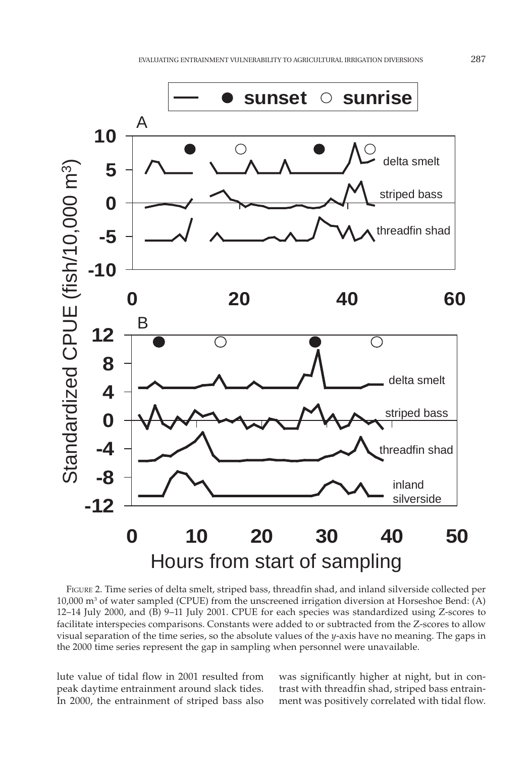sunset sunrise

A

10
5
0
-5
-10

delta smelt
striped bass
threadfin shad

0 20 40 60

Standardized CPUE (fish/10,000 m³)

B

12
8
4
0
-4
-8
-12

delta smelt
striped bass
threadfin shad
inland silverside

0 10 20 30 40 50

Hours from start of sampling

FIGURE 2. Time series of delta smelt, striped bass, threadfin shad, and inland silverside collected per 10,000 $m^3$ of water sampled (CPUE) from the unscreened irrigation diversion at Horseshoe Bend: (A) 12–14 July 2000, and (B) 9–11 July 2001. CPUE for each species was standardized using Z-scores to facilitate interspecies comparisons. Constants were added to or subtracted from the Z-scores to allow visual separation of the time series, so the absolute values of the *y*-axis have no meaning. The gaps in the 2000 time series represent the gap in sampling when personnel were unavailable.

lute value of tidal flow in 2001 resulted from peak daytime entrainment around slack tides. In 2000, the entrainment of striped bass also was significantly higher at night, but in contrast with threadfin shad, striped bass entrainment was positively correlated with tidal flow.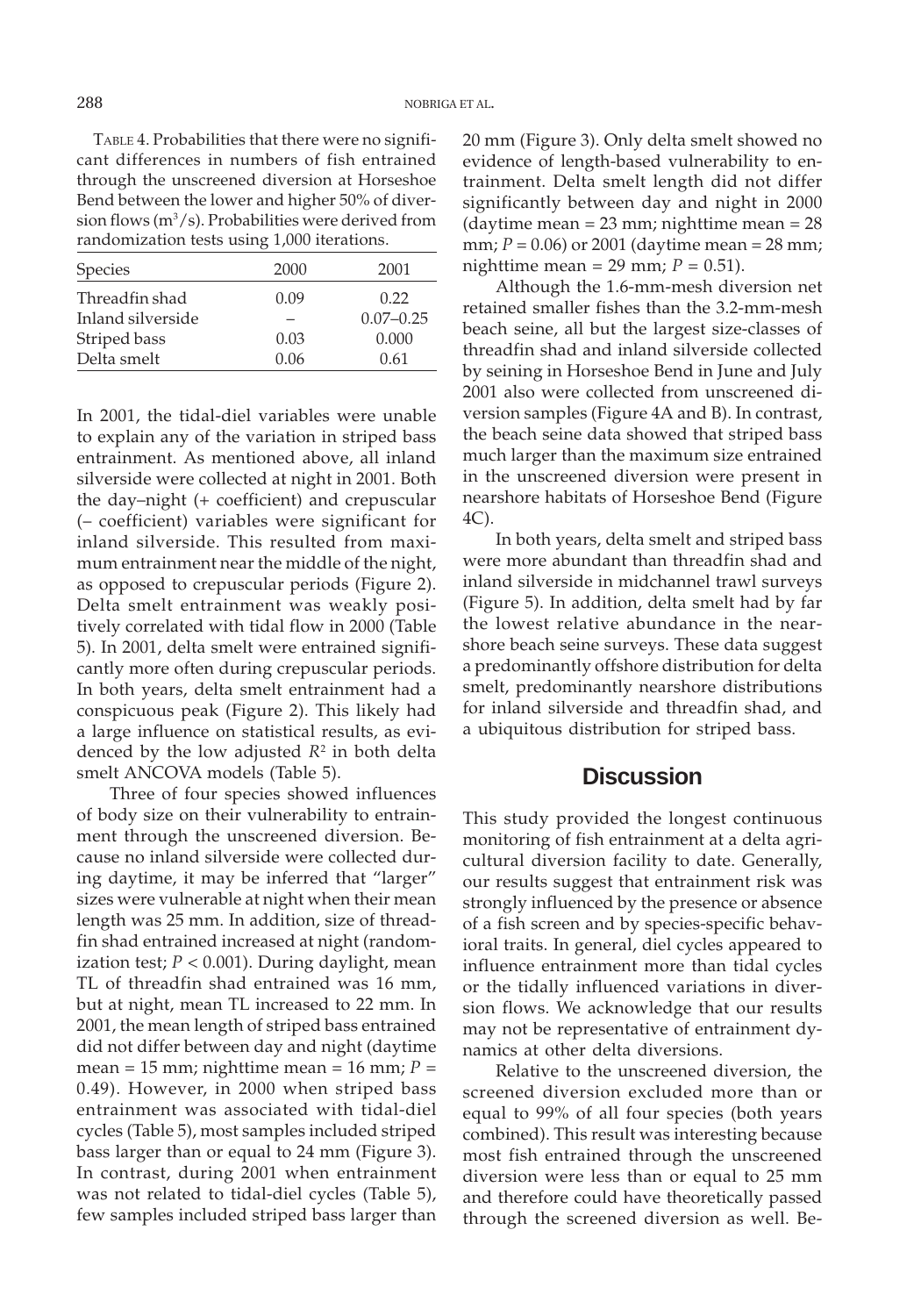TABLE 4. Probabilities that there were no significant differences in numbers of fish entrained through the unscreened diversion at Horseshoe Bend between the lower and higher 50% of diversion flows ($m^3/s$). Probabilities were derived from randomization tests using 1,000 iterations.

| Species | 2000 | 2001 |
|---|---|---|
| Threadfin shad | 0.09 | 0.22 |
| Inland silverside | – | 0.07–0.25 |
| Striped bass | 0.03 | 0.000 |
| Delta smelt | 0.06 | 0.61 |

In 2001, the tidal-diel variables were unable to explain any of the variation in striped bass entrainment. As mentioned above, all inland silverside were collected at night in 2001. Both the day–night (+ coefficient) and crepuscular (– coefficient) variables were significant for inland silverside. This resulted from maximum entrainment near the middle of the night, as opposed to crepuscular periods (Figure 2). Delta smelt entrainment was weakly positively correlated with tidal flow in 2000 (Table 5). In 2001, delta smelt were entrained significantly more often during crepuscular periods. In both years, delta smelt entrainment had a conspicuous peak (Figure 2). This likely had a large influence on statistical results, as evidenced by the low adjusted $R^2$ in both delta smelt ANCOVA models (Table 5).

Three of four species showed influences of body size on their vulnerability to entrainment through the unscreened diversion. Because no inland silverside were collected during daytime, it may be inferred that "larger" sizes were vulnerable at night when their mean length was 25 mm. In addition, size of threadfin shad entrained increased at night (randomization test; $P < 0.001$). During daylight, mean TL of threadfin shad entrained was 16 mm, but at night, mean TL increased to 22 mm. In 2001, the mean length of striped bass entrained did not differ between day and night (daytime mean = 15 mm; nighttime mean = 16 mm; $P = 0.49$). However, in 2000 when striped bass entrainment was associated with tidal-diel cycles (Table 5), most samples included striped bass larger than or equal to 24 mm (Figure 3). In contrast, during 2001 when entrainment was not related to tidal-diel cycles (Table 5), few samples included striped bass larger than 20 mm (Figure 3). Only delta smelt showed no evidence of length-based vulnerability to entrainment. Delta smelt length did not differ significantly between day and night in 2000 (daytime mean = 23 mm; nighttime mean = 28 mm; $P = 0.06$) or 2001 (daytime mean = 28 mm; nighttime mean = 29 mm; $P = 0.51$).

Although the 1.6-mm-mesh diversion net retained smaller fishes than the 3.2-mm-mesh beach seine, all but the largest size-classes of threadfin shad and inland silverside collected by seining in Horseshoe Bend in June and July 2001 also were collected from unscreened diversion samples (Figure 4A and B). In contrast, the beach seine data showed that striped bass much larger than the maximum size entrained in the unscreened diversion were present in nearshore habitats of Horseshoe Bend (Figure 4C).

In both years, delta smelt and striped bass were more abundant than threadfin shad and inland silverside in midchannel trawl surveys (Figure 5). In addition, delta smelt had by far the lowest relative abundance in the nearshore beach seine surveys. These data suggest a predominantly offshore distribution for delta smelt, predominantly nearshore distributions for inland silverside and threadfin shad, and a ubiquitous distribution for striped bass.

## Discussion

This study provided the longest continuous monitoring of fish entrainment at a delta agricultural diversion facility to date. Generally, our results suggest that entrainment risk was strongly influenced by the presence or absence of a fish screen and by species-specific behavioral traits. In general, diel cycles appeared to influence entrainment more than tidal cycles or the tidally influenced variations in diversion flows. We acknowledge that our results may not be representative of entrainment dynamics at other delta diversions.

Relative to the unscreened diversion, the screened diversion excluded more than or equal to 99% of all four species (both years combined). This result was interesting because most fish entrained through the unscreened diversion were less than or equal to 25 mm and therefore could have theoretically passed through the screened diversion as well. Be-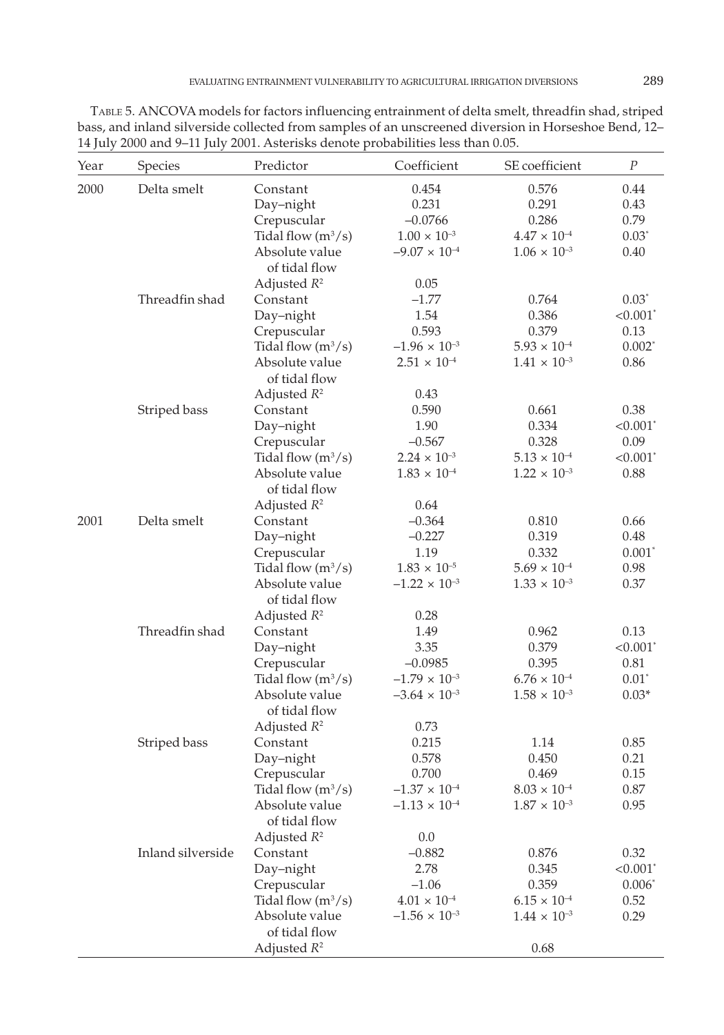TABLE 5. ANCOVA models for factors influencing entrainment of delta smelt, threadfin shad, striped bass, and inland silverside collected from samples of an unscreened diversion in Horseshoe Bend, 12–14 July 2000 and 9–11 July 2001. Asterisks denote probabilities less than 0.05.

| Year | Species | Predictor | Coefficient | SE coefficient | $P$ |
|---|---|---|---|---|---|
| 2000 | Delta smelt | Constant | 0.454 | 0.576 | 0.44 |
| | | Day–night | 0.231 | 0.291 | 0.43 |
| | | Crepuscular | –0.0766 | 0.286 | 0.79 |
| | | Tidal flow ($m^3/s$) | $1.00 \times 10^{-3}$ | $4.47 \times 10^{-4}$ | 0.03* |
| | | Absolute value of tidal flow | $-9.07 \times 10^{-4}$ | $1.06 \times 10^{-3}$ | 0.40 |
| | | Adjusted $R^2$ | 0.05 | | |
| | Threadfin shad | Constant | –1.77 | 0.764 | 0.03* |
| | | Day–night | 1.54 | 0.386 | <0.001* |
| | | Crepuscular | 0.593 | 0.379 | 0.13 |
| | | Tidal flow ($m^3/s$) | $-1.96 \times 10^{-3}$ | $5.93 \times 10^{-4}$ | 0.002* |
| | | Absolute value of tidal flow | $2.51 \times 10^{-4}$ | $1.41 \times 10^{-3}$ | 0.86 |
| | | Adjusted $R^2$ | 0.43 | | |
| | Striped bass | Constant | 0.590 | 0.661 | 0.38 |
| | | Day–night | 1.90 | 0.334 | <0.001* |
| | | Crepuscular | –0.567 | 0.328 | 0.09 |
| | | Tidal flow ($m^3/s$) | $2.24 \times 10^{-3}$ | $5.13 \times 10^{-4}$ | <0.001* |
| | | Absolute value of tidal flow | $1.83 \times 10^{-4}$ | $1.22 \times 10^{-3}$ | 0.88 |
| | | Adjusted $R^2$ | 0.64 | | |
| 2001 | Delta smelt | Constant | –0.364 | 0.810 | 0.66 |
| | | Day–night | –0.227 | 0.319 | 0.48 |
| | | Crepuscular | 1.19 | 0.332 | 0.001* |
| | | Tidal flow ($m^3/s$) | $1.83 \times 10^{-5}$ | $5.69 \times 10^{-4}$ | 0.98 |
| | | Absolute value of tidal flow | $-1.22 \times 10^{-3}$ | $1.33 \times 10^{-3}$ | 0.37 |
| | | Adjusted $R^2$ | 0.28 | | |
| | Threadfin shad | Constant | 1.49 | 0.962 | 0.13 |
| | | Day–night | 3.35 | 0.379 | <0.001* |
| | | Crepuscular | –0.0985 | 0.395 | 0.81 |
| | | Tidal flow ($m^3/s$) | $-1.79 \times 10^{-3}$ | $6.76 \times 10^{-4}$ | 0.01* |
| | | Absolute value of tidal flow | $-3.64 \times 10^{-3}$ | $1.58 \times 10^{-3}$ | 0.03* |
| | | Adjusted $R^2$ | 0.73 | | |
| | Striped bass | Constant | 0.215 | 1.14 | 0.85 |
| | | Day–night | 0.578 | 0.450 | 0.21 |
| | | Crepuscular | 0.700 | 0.469 | 0.15 |
| | | Tidal flow ($m^3/s$) | $-1.37 \times 10^{-4}$ | $8.03 \times 10^{-4}$ | 0.87 |
| | | Absolute value of tidal flow | $-1.13 \times 10^{-4}$ | $1.87 \times 10^{-3}$ | 0.95 |
| | | Adjusted $R^2$ | 0.0 | | |
| | Inland silverside | Constant | –0.882 | 0.876 | 0.32 |
| | | Day–night | 2.78 | 0.345 | <0.001* |
| | | Crepuscular | –1.06 | 0.359 | 0.006* |
| | | Tidal flow ($m^3/s$) | $4.01 \times 10^{-4}$ | $6.15 \times 10^{-4}$ | 0.52 |
| | | Absolute value of tidal flow | $-1.56 \times 10^{-3}$ | $1.44 \times 10^{-3}$ | 0.29 |
| | | Adjusted $R^2$ | | 0.68 | |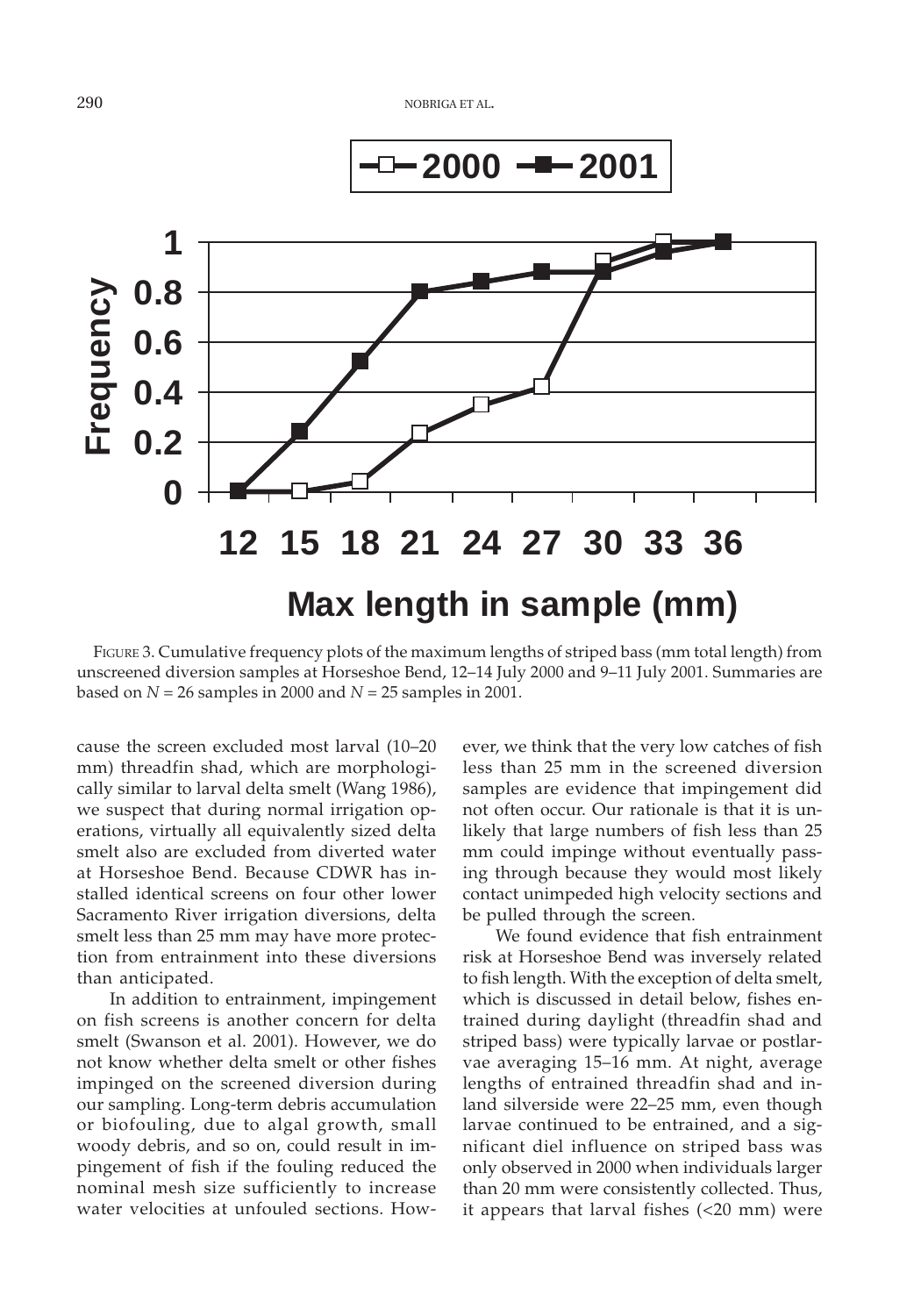2000 2001

1
0.8
0.6
0.4
0.2
0

Frequency

12 15 18 21 24 27 30 33 36

Max length in sample (mm)

FIGURE 3. Cumulative frequency plots of the maximum lengths of striped bass (mm total length) from unscreened diversion samples at Horseshoe Bend, 12–14 July 2000 and 9–11 July 2001. Summaries are based on $N = 26$ samples in 2000 and $N = 25$ samples in 2001.

cause the screen excluded most larval (10–20 mm) threadfin shad, which are morphologically similar to larval delta smelt (Wang 1986), we suspect that during normal irrigation operations, virtually all equivalently sized delta smelt also are excluded from diverted water at Horseshoe Bend. Because CDWR has installed identical screens on four other lower Sacramento River irrigation diversions, delta smelt less than 25 mm may have more protection from entrainment into these diversions than anticipated.

In addition to entrainment, impingement on fish screens is another concern for delta smelt (Swanson et al. 2001). However, we do not know whether delta smelt or other fishes impinged on the screened diversion during our sampling. Long-term debris accumulation or biofouling, due to algal growth, small woody debris, and so on, could result in impingement of fish if the fouling reduced the nominal mesh size sufficiently to increase water velocities at unfouled sections. However, we think that the very low catches of fish less than 25 mm in the screened diversion samples are evidence that impingement did not often occur. Our rationale is that it is unlikely that large numbers of fish less than 25 mm could impinge without eventually passing through because they would most likely contact unimpeded high velocity sections and be pulled through the screen.

We found evidence that fish entrainment risk at Horseshoe Bend was inversely related to fish length. With the exception of delta smelt, which is discussed in detail below, fishes entrained during daylight (threadfin shad and striped bass) were typically larvae or postlarvae averaging 15–16 mm. At night, average lengths of entrained threadfin shad and inland silverside were 22–25 mm, even though larvae continued to be entrained, and a significant diel influence on striped bass was only observed in 2000 when individuals larger than 20 mm were consistently collected. Thus, it appears that larval fishes (<20 mm) were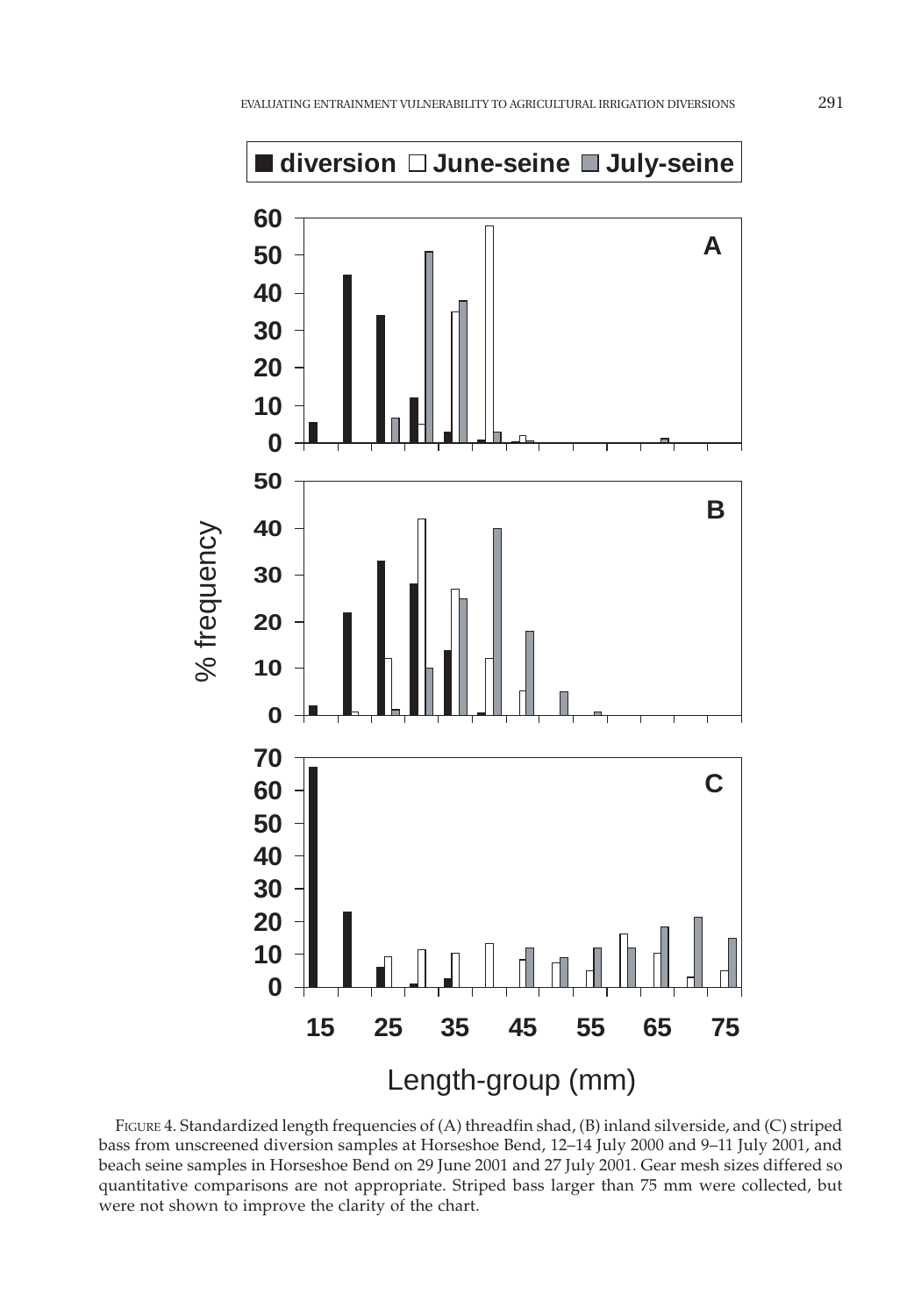■ diversion □ June-seine ■ July-seine

A

60
50
40
30
20
10
0

B

50
40
30
20
10
0

C

70
60
50
40
30
20
10
0

% frequency

15 25 35 45 55 65 75

Length-group (mm)

FIGURE 4. Standardized length frequencies of (A) threadfin shad, (B) inland silverside, and (C) striped bass from unscreened diversion samples at Horseshoe Bend, 12–14 July 2000 and 9–11 July 2001, and beach seine samples in Horseshoe Bend on 29 June 2001 and 27 July 2001. Gear mesh sizes differed so quantitative comparisons are not appropriate. Striped bass larger than 75 mm were collected, but were not shown to improve the clarity of the chart.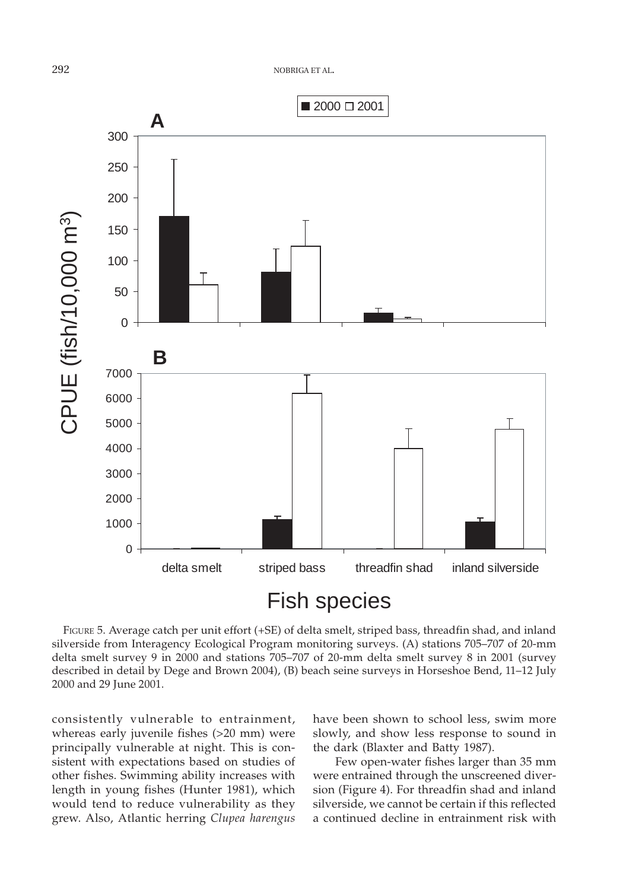■ 2000 □ 2001

A

300
250
200
150
100
50
0

CPUE (fish/10,000 m³)

B

7000
6000
5000
4000
3000
2000
1000
0

delta smelt
striped bass
threadfin shad
inland silverside

Fish species

FIGURE 5. Average catch per unit effort (+SE) of delta smelt, striped bass, threadfin shad, and inland silverside from Interagency Ecological Program monitoring surveys. (A) stations 705–707 of 20-mm delta smelt survey 9 in 2000 and stations 705–707 of 20-mm delta smelt survey 8 in 2001 (survey described in detail by Dege and Brown 2004), (B) beach seine surveys in Horseshoe Bend, 11–12 July 2000 and 29 June 2001.

consistently vulnerable to entrainment, whereas early juvenile fishes (>20 mm) were principally vulnerable at night. This is consistent with expectations based on studies of other fishes. Swimming ability increases with length in young fishes (Hunter 1981), which would tend to reduce vulnerability as they grew. Also, Atlantic herring *Clupea harengus* have been shown to school less, swim more slowly, and show less response to sound in the dark (Blaxter and Batty 1987).

Few open-water fishes larger than 35 mm were entrained through the unscreened diversion (Figure 4). For threadfin shad and inland silverside, we cannot be certain if this reflected a continued decline in entrainment risk with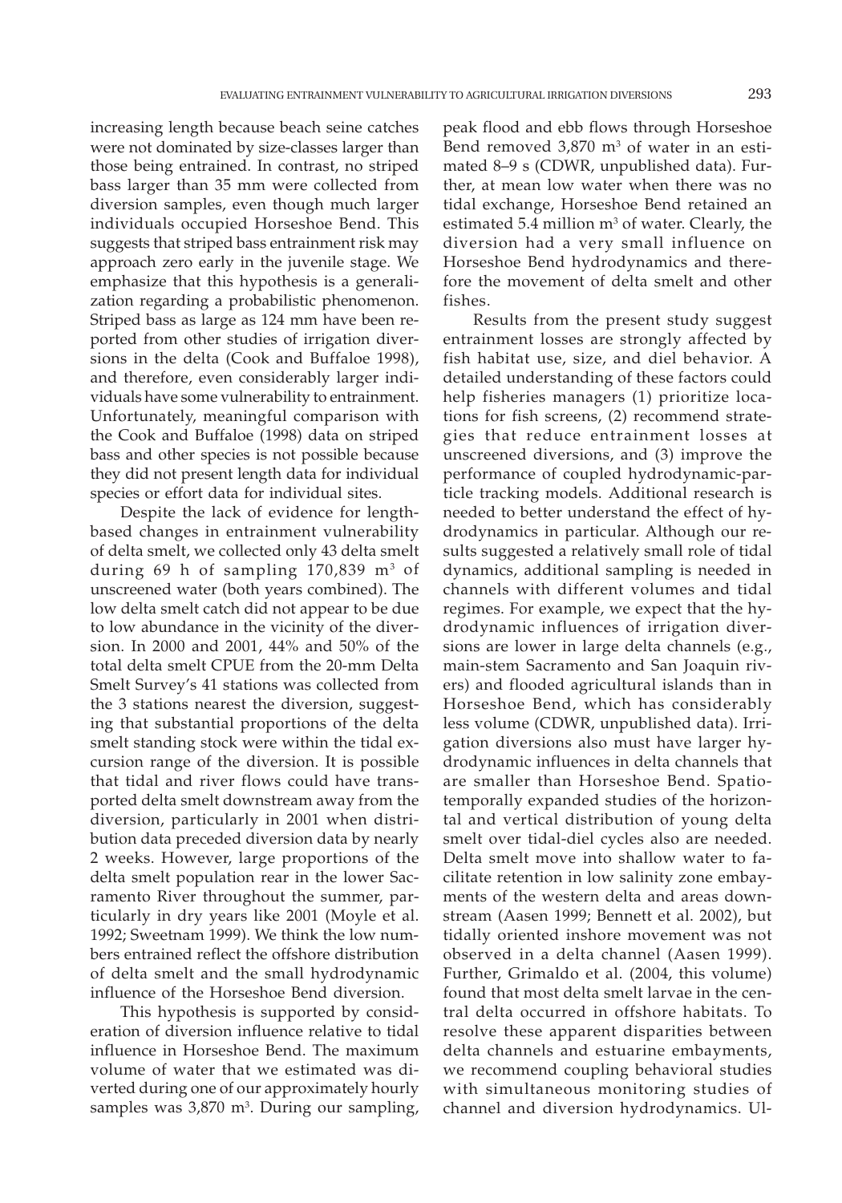increasing length because beach seine catches were not dominated by size-classes larger than those being entrained. In contrast, no striped bass larger than 35 mm were collected from diversion samples, even though much larger individuals occupied Horseshoe Bend. This suggests that striped bass entrainment risk may approach zero early in the juvenile stage. We emphasize that this hypothesis is a generalization regarding a probabilistic phenomenon. Striped bass as large as 124 mm have been reported from other studies of irrigation diversions in the delta (Cook and Buffaloe 1998), and therefore, even considerably larger individuals have some vulnerability to entrainment. Unfortunately, meaningful comparison with the Cook and Buffaloe (1998) data on striped bass and other species is not possible because they did not present length data for individual species or effort data for individual sites.

Despite the lack of evidence for length-based changes in entrainment vulnerability of delta smelt, we collected only 43 delta smelt during 69 h of sampling 170,839 $m^3$ of unscreened water (both years combined). The low delta smelt catch did not appear to be due to low abundance in the vicinity of the diversion. In 2000 and 2001, 44% and 50% of the total delta smelt CPUE from the 20-mm Delta Smelt Survey's 41 stations was collected from the 3 stations nearest the diversion, suggesting that substantial proportions of the delta smelt standing stock were within the tidal excursion range of the diversion. It is possible that tidal and river flows could have transported delta smelt downstream away from the diversion, particularly in 2001 when distribution data preceded diversion data by nearly 2 weeks. However, large proportions of the delta smelt population rear in the lower Sacramento River throughout the summer, particularly in dry years like 2001 (Moyle et al. 1992; Sweetnam 1999). We think the low numbers entrained reflect the offshore distribution of delta smelt and the small hydrodynamic influence of the Horseshoe Bend diversion.

This hypothesis is supported by consideration of diversion influence relative to tidal influence in Horseshoe Bend. The maximum volume of water that we estimated was diverted during one of our approximately hourly samples was 3,870 $m^3$. During our sampling, peak flood and ebb flows through Horseshoe Bend removed 3,870 $m^3$ of water in an estimated 8–9 s (CDWR, unpublished data). Further, at mean low water when there was no tidal exchange, Horseshoe Bend retained an estimated 5.4 million $m^3$ of water. Clearly, the diversion had a very small influence on Horseshoe Bend hydrodynamics and therefore the movement of delta smelt and other fishes.

Results from the present study suggest entrainment losses are strongly affected by fish habitat use, size, and diel behavior. A detailed understanding of these factors could help fisheries managers (1) prioritize locations for fish screens, (2) recommend strategies that reduce entrainment losses at unscreened diversions, and (3) improve the performance of coupled hydrodynamic-particle tracking models. Additional research is needed to better understand the effect of hydrodynamics in particular. Although our results suggested a relatively small role of tidal dynamics, additional sampling is needed in channels with different volumes and tidal regimes. For example, we expect that the hydrodynamic influences of irrigation diversions are lower in large delta channels (e.g., main-stem Sacramento and San Joaquin rivers) and flooded agricultural islands than in Horseshoe Bend, which has considerably less volume (CDWR, unpublished data). Irrigation diversions also must have larger hydrodynamic influences in delta channels that are smaller than Horseshoe Bend. Spatiotemporally expanded studies of the horizontal and vertical distribution of young delta smelt over tidal-diel cycles also are needed. Delta smelt move into shallow water to facilitate retention in low salinity zone embayments of the western delta and areas downstream (Aasen 1999; Bennett et al. 2002), but tidally oriented inshore movement was not observed in a delta channel (Aasen 1999). Further, Grimaldo et al. (2004, this volume) found that most delta smelt larvae in the central delta occurred in offshore habitats. To resolve these apparent disparities between delta channels and estuarine embayments, we recommend coupling behavioral studies with simultaneous monitoring studies of channel and diversion hydrodynamics. Ul-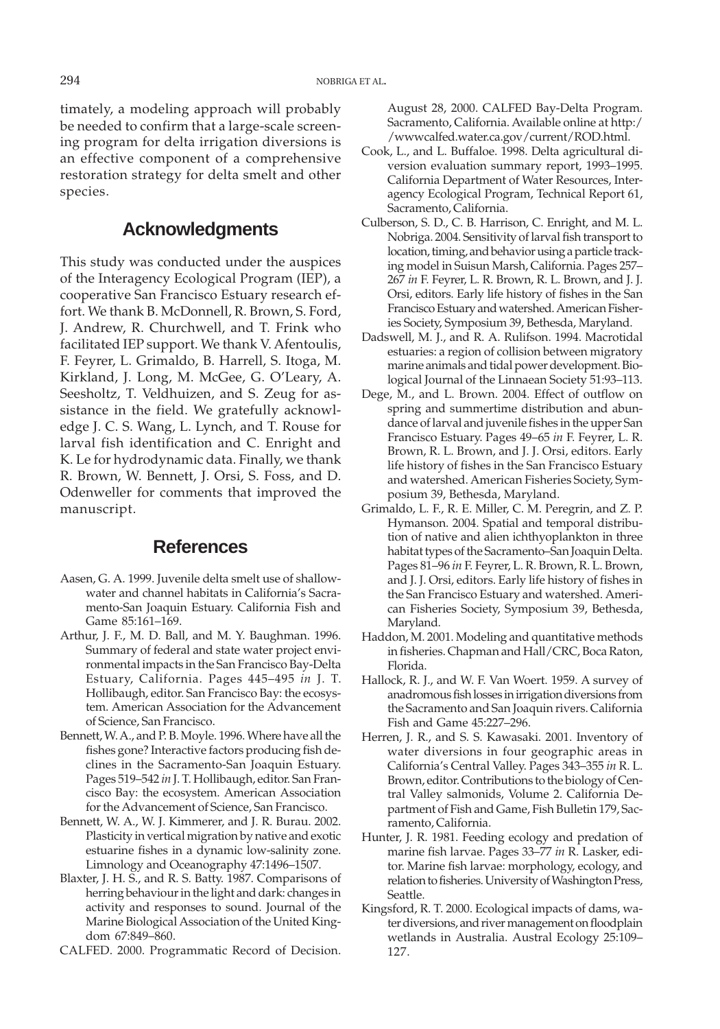timately, a modeling approach will probably be needed to confirm that a large-scale screening program for delta irrigation diversions is an effective component of a comprehensive restoration strategy for delta smelt and other species.

## Acknowledgments

This study was conducted under the auspices of the Interagency Ecological Program (IEP), a cooperative San Francisco Estuary research effort. We thank B. McDonnell, R. Brown, S. Ford, J. Andrew, R. Churchwell, and T. Frink who facilitated IEP support. We thank V. Afentoulis, F. Feyrer, L. Grimaldo, B. Harrell, S. Itoga, M. Kirkland, J. Long, M. McGee, G. O'Leary, A. Seesholtz, T. Veldhuizen, and S. Zeug for assistance in the field. We gratefully acknowledge J. C. S. Wang, L. Lynch, and T. Rouse for larval fish identification and C. Enright and K. Le for hydrodynamic data. Finally, we thank R. Brown, W. Bennett, J. Orsi, S. Foss, and D. Odenweller for comments that improved the manuscript.

## References

Aasen, G. A. 1999. Juvenile delta smelt use of shallow-water and channel habitats in California's Sacramento-San Joaquin Estuary. California Fish and Game 85:161–169.

Arthur, J. F., M. D. Ball, and M. Y. Baughman. 1996. Summary of federal and state water project environmental impacts in the San Francisco Bay-Delta Estuary, California. Pages 445–495 *in* J. T. Hollibaugh, editor. San Francisco Bay: the ecosystem. American Association for the Advancement of Science, San Francisco.

Bennett, W. A., and P. B. Moyle. 1996. Where have all the fishes gone? Interactive factors producing fish declines in the Sacramento-San Joaquin Estuary. Pages 519–542 *in* J. T. Hollibaugh, editor. San Francisco Bay: the ecosystem. American Association for the Advancement of Science, San Francisco.

Bennett, W. A., W. J. Kimmerer, and J. R. Burau. 2002. Plasticity in vertical migration by native and exotic estuarine fishes in a dynamic low-salinity zone. Limnology and Oceanography 47:1496–1507.

Blaxter, J. H. S., and R. S. Batty. 1987. Comparisons of herring behaviour in the light and dark: changes in activity and responses to sound. Journal of the Marine Biological Association of the United Kingdom 67:849–860.

CALFED. 2000. Programmatic Record of Decision. August 28, 2000. CALFED Bay-Delta Program. Sacramento, California. Available online at http://wwwcalfed.water.ca.gov/current/ROD.html.

Cook, L., and L. Buffaloe. 1998. Delta agricultural diversion evaluation summary report, 1993–1995. California Department of Water Resources, Interagency Ecological Program, Technical Report 61, Sacramento, California.

Culberson, S. D., C. B. Harrison, C. Enright, and M. L. Nobriga. 2004. Sensitivity of larval fish transport to location, timing, and behavior using a particle tracking model in Suisun Marsh, California. Pages 257–267 *in* F. Feyrer, L. R. Brown, R. L. Brown, and J. J. Orsi, editors. Early life history of fishes in the San Francisco Estuary and watershed. American Fisheries Society, Symposium 39, Bethesda, Maryland.

Dadswell, M. J., and R. A. Rulifson. 1994. Macrotidal estuaries: a region of collision between migratory marine animals and tidal power development. Biological Journal of the Linnaean Society 51:93–113.

Dege, M., and L. Brown. 2004. Effect of outflow on spring and summertime distribution and abundance of larval and juvenile fishes in the upper San Francisco Estuary. Pages 49–65 *in* F. Feyrer, L. R. Brown, R. L. Brown, and J. J. Orsi, editors. Early life history of fishes in the San Francisco Estuary and watershed. American Fisheries Society, Symposium 39, Bethesda, Maryland.

Grimaldo, L. F., R. E. Miller, C. M. Peregrin, and Z. P. Hymanson. 2004. Spatial and temporal distribution of native and alien ichthyoplankton in three habitat types of the Sacramento–San Joaquin Delta. Pages 81–96 *in* F. Feyrer, L. R. Brown, R. L. Brown, and J. J. Orsi, editors. Early life history of fishes in the San Francisco Estuary and watershed. American Fisheries Society, Symposium 39, Bethesda, Maryland.

Haddon, M. 2001. Modeling and quantitative methods in fisheries. Chapman and Hall/CRC, Boca Raton, Florida.

Hallock, R. J., and W. F. Van Woert. 1959. A survey of anadromous fish losses in irrigation diversions from the Sacramento and San Joaquin rivers. California Fish and Game 45:227–296.

Herren, J. R., and S. S. Kawasaki. 2001. Inventory of water diversions in four geographic areas in California's Central Valley. Pages 343–355 *in* R. L. Brown, editor. Contributions to the biology of Central Valley salmonids, Volume 2. California Department of Fish and Game, Fish Bulletin 179, Sacramento, California.

Hunter, J. R. 1981. Feeding ecology and predation of marine fish larvae. Pages 33–77 *in* R. Lasker, editor. Marine fish larvae: morphology, ecology, and relation to fisheries. University of Washington Press, Seattle.

Kingsford, R. T. 2000. Ecological impacts of dams, water diversions, and river management on floodplain wetlands in Australia. Austral Ecology 25:109–127.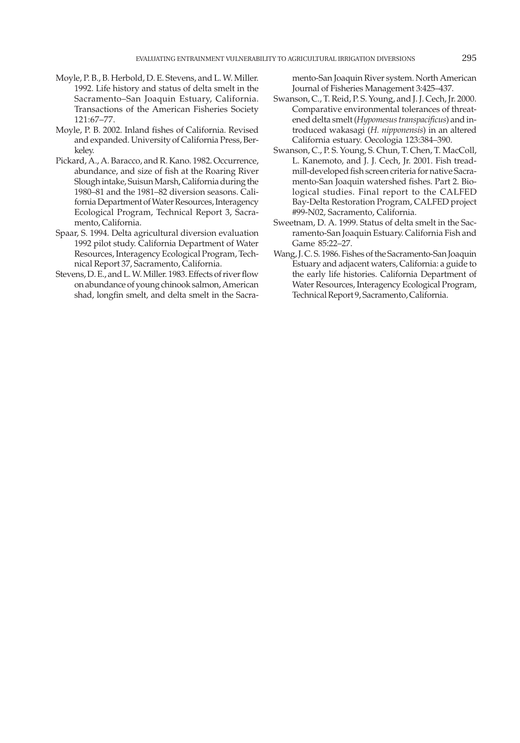Moyle, P. B., B. Herbold, D. E. Stevens, and L. W. Miller. 1992. Life history and status of delta smelt in the Sacramento–San Joaquin Estuary, California. Transactions of the American Fisheries Society 121:67–77.

Moyle, P. B. 2002. Inland fishes of California. Revised and expanded. University of California Press, Berkeley.

Pickard, A., A. Baracco, and R. Kano. 1982. Occurrence, abundance, and size of fish at the Roaring River Slough intake, Suisun Marsh, California during the 1980–81 and the 1981–82 diversion seasons. California Department of Water Resources, Interagency Ecological Program, Technical Report 3, Sacramento, California.

Spaar, S. 1994. Delta agricultural diversion evaluation 1992 pilot study. California Department of Water Resources, Interagency Ecological Program, Technical Report 37, Sacramento, California.

Stevens, D. E., and L. W. Miller. 1983. Effects of river flow on abundance of young chinook salmon, American shad, longfin smelt, and delta smelt in the Sacramento-San Joaquin River system. North American Journal of Fisheries Management 3:425–437.

Swanson, C., T. Reid, P. S. Young, and J. J. Cech, Jr. 2000. Comparative environmental tolerances of threatened delta smelt (*Hypomesus transpacificus*) and introduced wakasagi (*H. nipponensis*) in an altered California estuary. Oecologia 123:384–390.

Swanson, C., P. S. Young, S. Chun, T. Chen, T. MacColl, L. Kanemoto, and J. J. Cech, Jr. 2001. Fish treadmill-developed fish screen criteria for native Sacramento-San Joaquin watershed fishes. Part 2. Biological studies. Final report to the CALFED Bay-Delta Restoration Program, CALFED project #99-N02, Sacramento, California.

Sweetnam, D. A. 1999. Status of delta smelt in the Sacramento-San Joaquin Estuary. California Fish and Game 85:22–27.

Wang, J. C. S. 1986. Fishes of the Sacramento-San Joaquin Estuary and adjacent waters, California: a guide to the early life histories. California Department of Water Resources, Interagency Ecological Program, Technical Report 9, Sacramento, California.